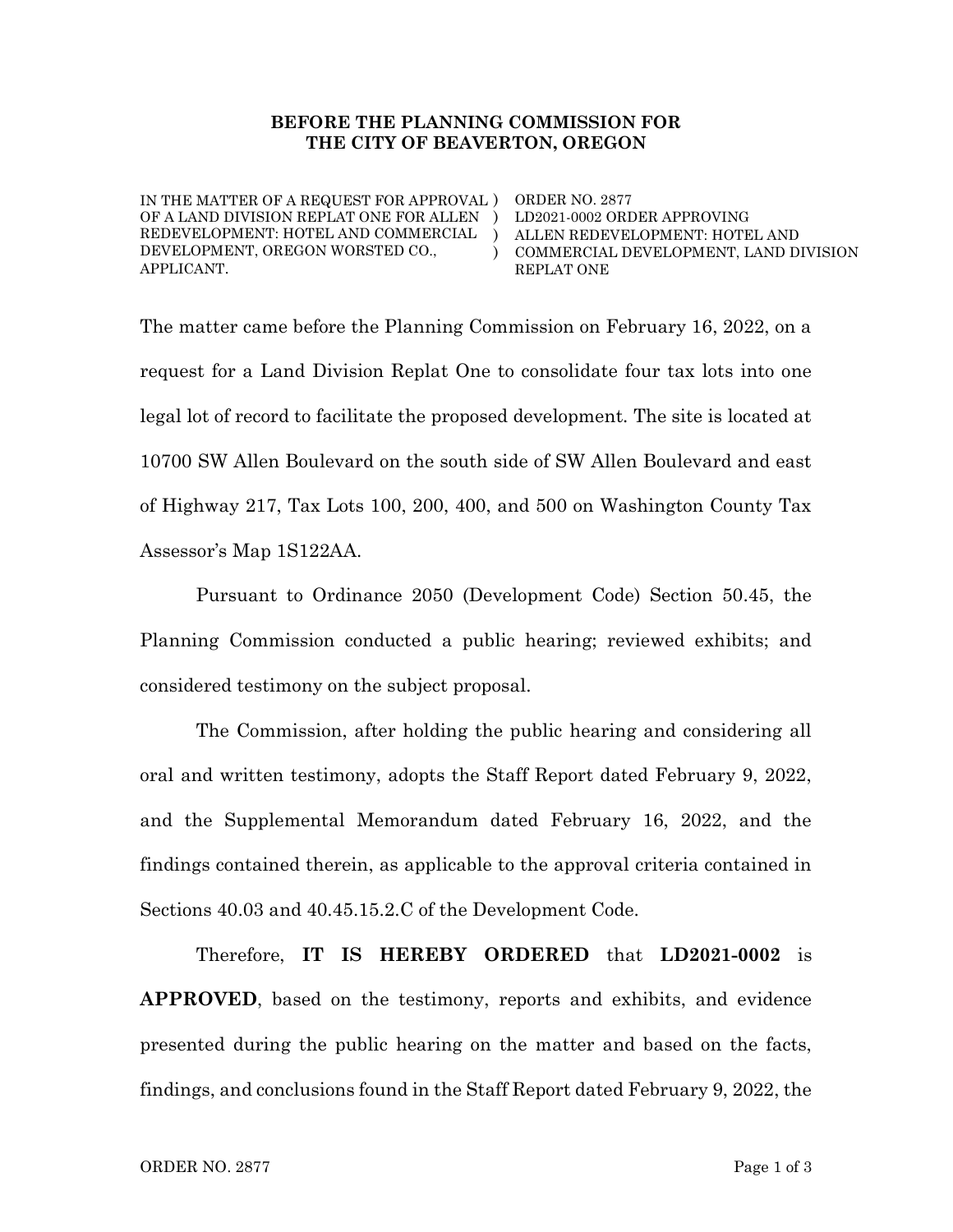**BEFORE THE PLANNING COMMISSION FOR**
**THE CITY OF BEAVERTON, OREGON**

| | |
|---|---|
| IN THE MATTER OF A REQUEST FOR APPROVAL OF A LAND DIVISION REPLAT ONE FOR ALLEN REDEVELOPMENT: HOTEL AND COMMERCIAL DEVELOPMENT, OREGON WORSTED CO., APPLICANT. | ORDER NO. 2877<br>LD2021-0002 ORDER APPROVING ALLEN REDEVELOPMENT: HOTEL AND COMMERCIAL DEVELOPMENT, LAND DIVISION REPLAT ONE |

The matter came before the Planning Commission on February 16, 2022, on a request for a Land Division Replat One to consolidate four tax lots into one legal lot of record to facilitate the proposed development. The site is located at 10700 SW Allen Boulevard on the south side of SW Allen Boulevard and east of Highway 217, Tax Lots 100, 200, 400, and 500 on Washington County Tax Assessor's Map 1S122AA.

Pursuant to Ordinance 2050 (Development Code) Section 50.45, the Planning Commission conducted a public hearing; reviewed exhibits; and considered testimony on the subject proposal.

The Commission, after holding the public hearing and considering all oral and written testimony, adopts the Staff Report dated February 9, 2022, and the Supplemental Memorandum dated February 16, 2022, and the findings contained therein, as applicable to the approval criteria contained in Sections 40.03 and 40.45.15.2.C of the Development Code.

Therefore, **IT IS HEREBY ORDERED** that **LD2021-0002** is **APPROVED**, based on the testimony, reports and exhibits, and evidence presented during the public hearing on the matter and based on the facts, findings, and conclusions found in the Staff Report dated February 9, 2022, the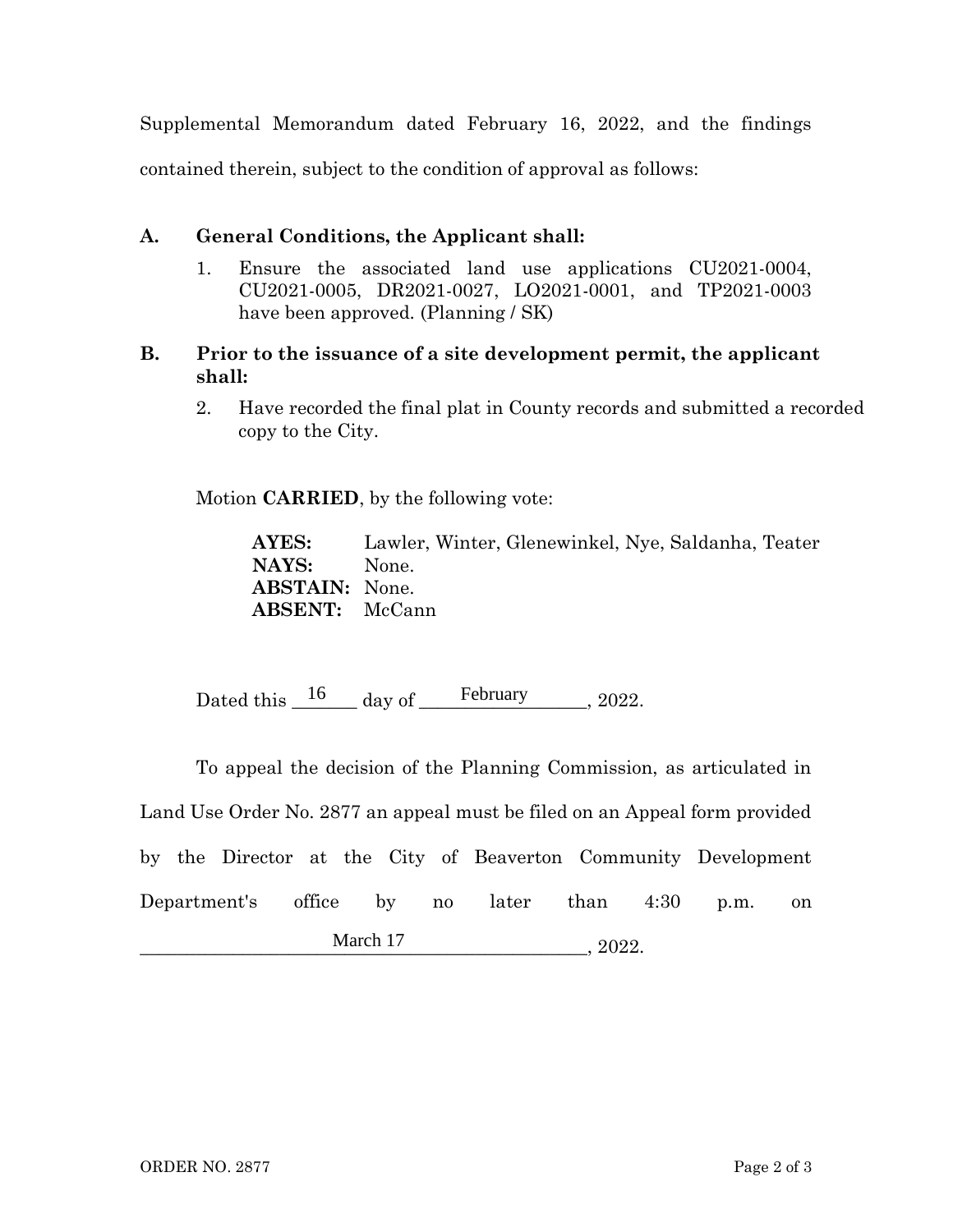Supplemental Memorandum dated February 16, 2022, and the findings contained therein, subject to the condition of approval as follows:

**A. General Conditions, the Applicant shall:**

1. Ensure the associated land use applications CU2021-0004, CU2021-0005, DR2021-0027, LO2021-0001, and TP2021-0003 have been approved. (Planning / SK)

**B. Prior to the issuance of a site development permit, the applicant shall:**

2. Have recorded the final plat in County records and submitted a recorded copy to the City.

Motion **CARRIED**, by the following vote:

**AYES:** Lawler, Winter, Glenewinkel, Nye, Saldanha, Teater
**NAYS:** None.
**ABSTAIN:** None.
**ABSENT:** McCann

Dated this 16 day of February, 2022.

To appeal the decision of the Planning Commission, as articulated in Land Use Order No. 2877 an appeal must be filed on an Appeal form provided by the Director at the City of Beaverton Community Development Department's office by no later than 4:30 p.m. on March 17, 2022.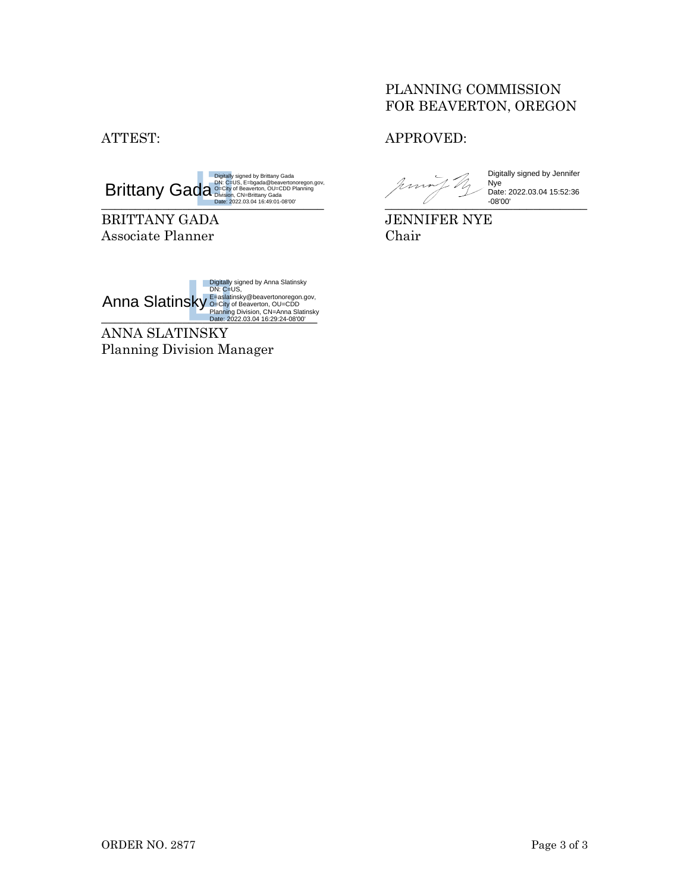PLANNING COMMISSION
FOR BEAVERTON, OREGON

ATTEST:

Brittany Gada

Digitally signed by Brittany Gada
DN: C=US, E=bgada@beavertonoregon.gov, O=City of Beaverton, OU=CDD Planning Division, CN=Brittany Gada
Date: 2022.03.04 16:49:01-08'00'

_______________________________
BRITTANY GADA
Associate Planner

APPROVED:

Digitally signed by Jennifer Nye
Date: 2022.03.04 15:52:36 -08'00'

_______________________________
JENNIFER NYE
Chair

Anna Slatinsky

Digitally signed by Anna Slatinsky
DN: C=US, E=aslatinsky@beavertonoregon.gov, O=City of Beaverton, OU=CDD Planning Division, CN=Anna Slatinsky
Date: 2022.03.04 16:29:24-08'00'

_______________________________
ANNA SLATINSKY
Planning Division Manager

ORDER NO. 2877